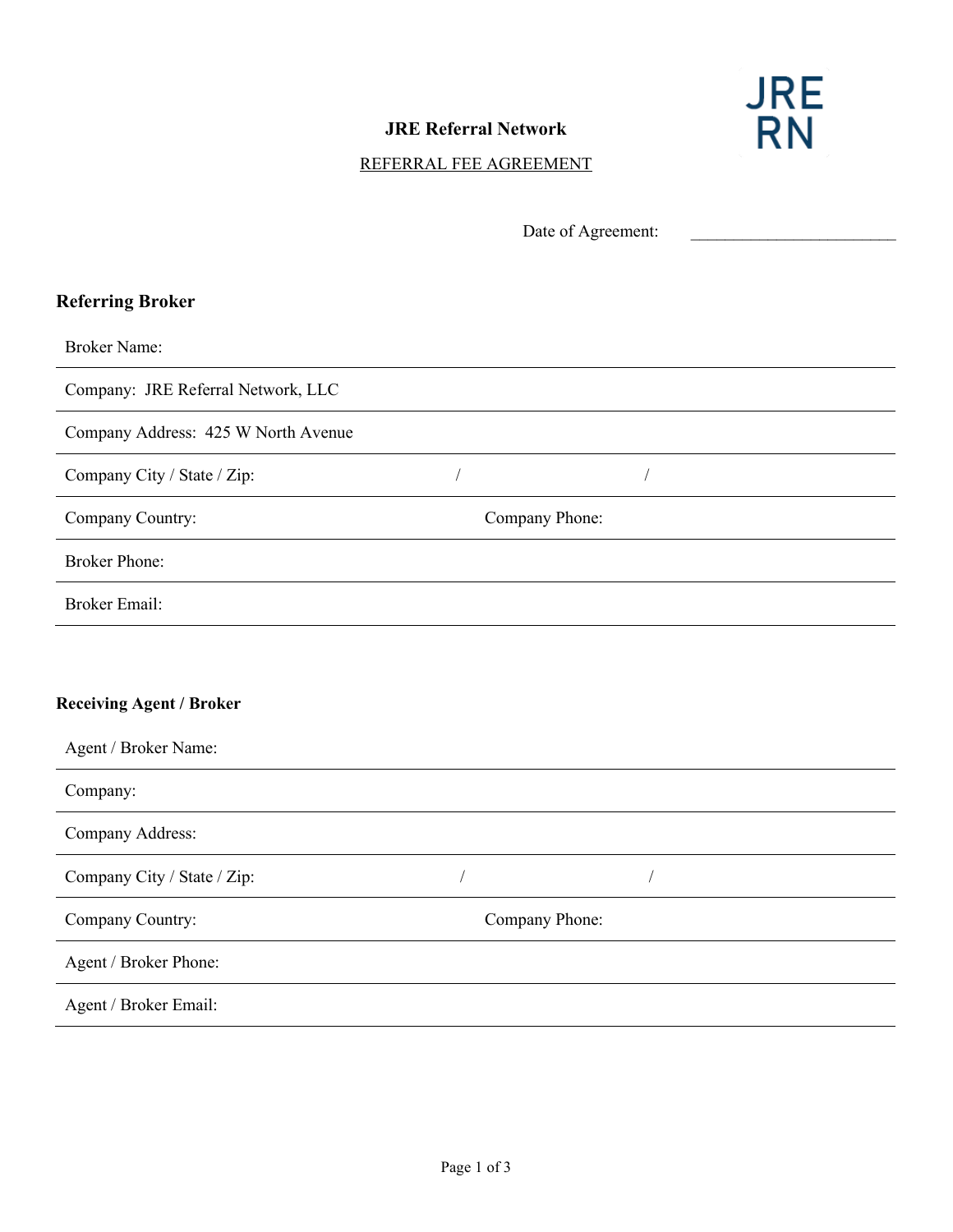# JRE Referral Network

REFERRAL FEE AGREEMENT

Date of Agreement: ________________________

## Referring Broker

Broker Name:

Company: JRE Referral Network, LLC

Company Address: 425 W North Avenue

Company City / State / Zip: / /

Company Country: Company Phone:

Broker Phone:

Broker Email:

## Receiving Agent / Broker

Agent / Broker Name:

Company:

Company Address:

Company City / State / Zip: / /

Company Country: Company Phone:

Agent / Broker Phone:

Agent / Broker Email: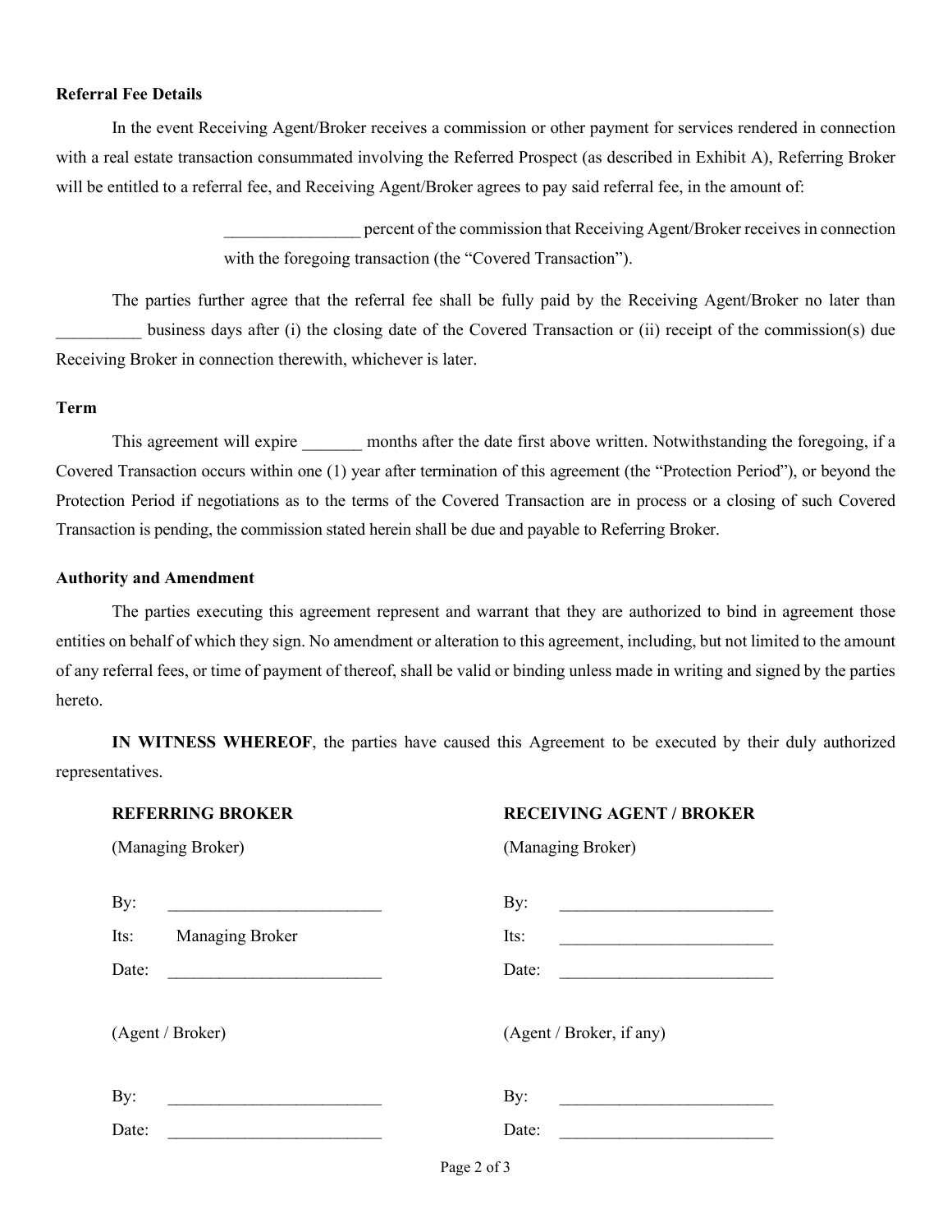**Referral Fee Details**

In the event Receiving Agent/Broker receives a commission or other payment for services rendered in connection with a real estate transaction consummated involving the Referred Prospect (as described in Exhibit A), Referring Broker will be entitled to a referral fee, and Receiving Agent/Broker agrees to pay said referral fee, in the amount of:

> ________________ percent of the commission that Receiving Agent/Broker receives in connection with the foregoing transaction (the "Covered Transaction").

The parties further agree that the referral fee shall be fully paid by the Receiving Agent/Broker no later than __________ business days after (i) the closing date of the Covered Transaction or (ii) receipt of the commission(s) due Receiving Broker in connection therewith, whichever is later.

**Term**

This agreement will expire _______ months after the date first above written. Notwithstanding the foregoing, if a Covered Transaction occurs within one (1) year after termination of this agreement (the "Protection Period"), or beyond the Protection Period if negotiations as to the terms of the Covered Transaction are in process or a closing of such Covered Transaction is pending, the commission stated herein shall be due and payable to Referring Broker.

**Authority and Amendment**

The parties executing this agreement represent and warrant that they are authorized to bind in agreement those entities on behalf of which they sign. No amendment or alteration to this agreement, including, but not limited to the amount of any referral fees, or time of payment of thereof, shall be valid or binding unless made in writing and signed by the parties hereto.

**IN WITNESS WHEREOF**, the parties have caused this Agreement to be executed by their duly authorized representatives.

| **REFERRING BROKER** | **RECEIVING AGENT / BROKER** |
|---|---|
| (Managing Broker) | (Managing Broker) |
| By: _________________________ | By: _________________________ |
| Its: Managing Broker | Its: _________________________ |
| Date: _________________________ | Date: _________________________ |
| (Agent / Broker) | (Agent / Broker, if any) |
| By: _________________________ | By: _________________________ |
| Date: _________________________ | Date: _________________________ |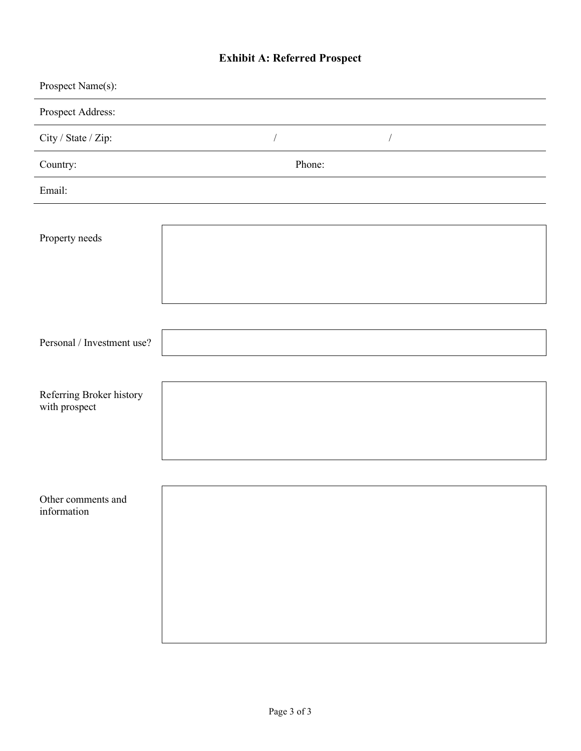## Exhibit A: Referred Prospect

Prospect Name(s):

Prospect Address:

City / State / Zip: / /

Country: Phone:

Email:

| | |
|---|---|
| Property needs | |
| Personal / Investment use? | |
| Referring Broker history with prospect | |
| Other comments and information | |